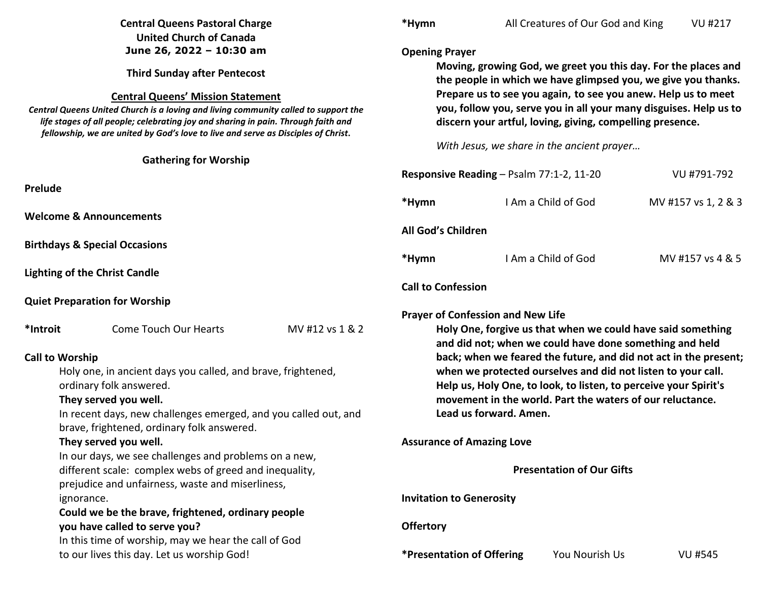**Central Queens Pastoral Charge**
**United Church of Canada**
**June 26, 2022 – 10:30 am**

**Third Sunday after Pentecost**

**Central Queens' Mission Statement**

***Central Queens United Church is a loving and living community called to support the life stages of all people; celebrating joy and sharing in pain. Through faith and fellowship, we are united by God's love to live and serve as Disciples of Christ.***

## Gathering for Worship

**Prelude**

**Welcome & Announcements**

**Birthdays & Special Occasions**

**Lighting of the Christ Candle**

**Quiet Preparation for Worship**

**\*Introit** Come Touch Our Hearts MV #12 vs 1 & 2

**Call to Worship**

Holy one, in ancient days you called, and brave, frightened, ordinary folk answered.

**They served you well.**

In recent days, new challenges emerged, and you called out, and brave, frightened, ordinary folk answered.

**They served you well.**

In our days, we see challenges and problems on a new, different scale: complex webs of greed and inequality, prejudice and unfairness, waste and miserliness, ignorance.

**Could we be the brave, frightened, ordinary people you have called to serve you?**

In this time of worship, may we hear the call of God to our lives this day. Let us worship God!

**\*Hymn** All Creatures of Our God and King VU #217

**Opening Prayer**

**Moving, growing God, we greet you this day. For the places and the people in which we have glimpsed you, we give you thanks. Prepare us to see you again, to see you anew. Help us to meet you, follow you, serve you in all your many disguises. Help us to discern your artful, loving, giving, compelling presence.**

*With Jesus, we share in the ancient prayer…*

**Responsive Reading** – Psalm 77:1-2, 11-20 VU #791-792

**\*Hymn** I Am a Child of God MV #157 vs 1, 2 & 3

**All God's Children**

**\*Hymn** I Am a Child of God MV #157 vs 4 & 5

**Call to Confession**

**Prayer of Confession and New Life**

**Holy One, forgive us that when we could have said something and did not; when we could have done something and held back; when we feared the future, and did not act in the present; when we protected ourselves and did not listen to your call. Help us, Holy One, to look, to listen, to perceive your Spirit's movement in the world. Part the waters of our reluctance. Lead us forward. Amen.**

**Assurance of Amazing Love**

## Presentation of Our Gifts

**Invitation to Generosity**

**Offertory**

**\*Presentation of Offering** You Nourish Us VU #545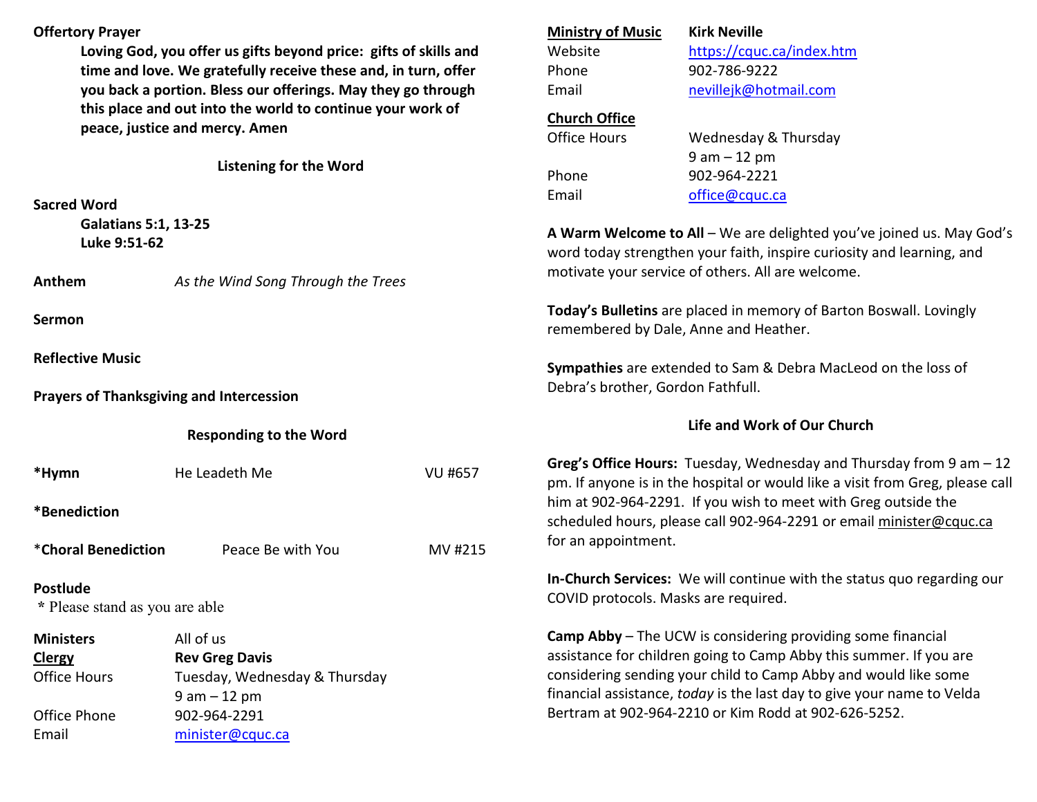**Offertory Prayer**

**Loving God, you offer us gifts beyond price: gifts of skills and time and love. We gratefully receive these and, in turn, offer you back a portion. Bless our offerings. May they go through this place and out into the world to continue your work of peace, justice and mercy. Amen**

## Listening for the Word

**Sacred Word**

**Galatians 5:1, 13-25**
**Luke 9:51-62**

**Anthem** *As the Wind Song Through the Trees*

**Sermon**

**Reflective Music**

**Prayers of Thanksgiving and Intercession**

## Responding to the Word

**\*Hymn** He Leadeth Me VU #657

**\*Benediction**

\***Choral Benediction** Peace Be with You MV #215

**Postlude**

\* Please stand as you are able

| | |
|---|---|
| **Ministers** | All of us |
| **Clergy** | **Rev Greg Davis** |
| Office Hours | Tuesday, Wednesday & Thursday 9 am – 12 pm |
| Office Phone | 902-964-2291 |
| Email | minister@cquc.ca |

| | |
|---|---|
| **Ministry of Music** | **Kirk Neville** |
| Website | https://cquc.ca/index.htm |
| Phone | 902-786-9222 |
| Email | nevillejk@hotmail.com |

| | |
|---|---|
| **Church Office** | |
| Office Hours | Wednesday & Thursday 9 am – 12 pm |
| Phone | 902-964-2221 |
| Email | office@cquc.ca |

**A Warm Welcome to All** – We are delighted you've joined us. May God's word today strengthen your faith, inspire curiosity and learning, and motivate your service of others. All are welcome.

**Today's Bulletins** are placed in memory of Barton Boswall. Lovingly remembered by Dale, Anne and Heather.

**Sympathies** are extended to Sam & Debra MacLeod on the loss of Debra's brother, Gordon Fathfull.

## Life and Work of Our Church

**Greg's Office Hours:** Tuesday, Wednesday and Thursday from 9 am – 12 pm. If anyone is in the hospital or would like a visit from Greg, please call him at 902-964-2291. If you wish to meet with Greg outside the scheduled hours, please call 902-964-2291 or email minister@cquc.ca for an appointment.

**In-Church Services:** We will continue with the status quo regarding our COVID protocols. Masks are required.

**Camp Abby** – The UCW is considering providing some financial assistance for children going to Camp Abby this summer. If you are considering sending your child to Camp Abby and would like some financial assistance, *today* is the last day to give your name to Velda Bertram at 902-964-2210 or Kim Rodd at 902-626-5252.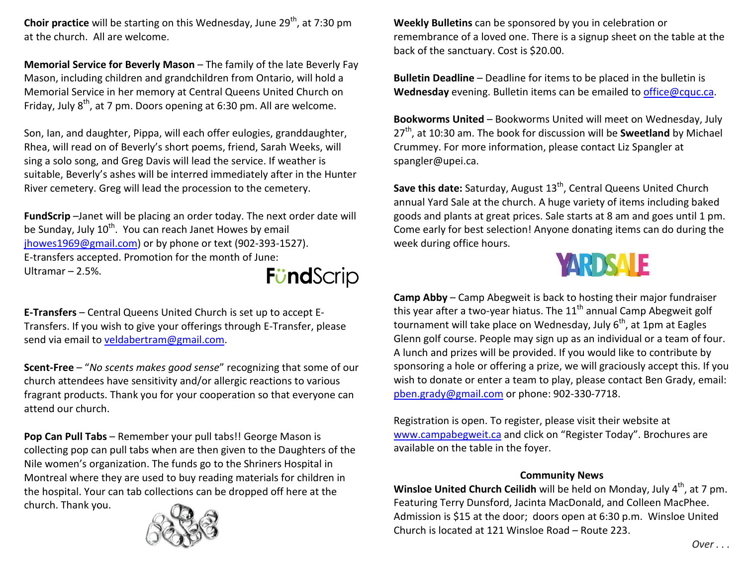**Choir practice** will be starting on this Wednesday, June 29th, at 7:30 pm at the church. All are welcome.

**Memorial Service for Beverly Mason** – The family of the late Beverly Fay Mason, including children and grandchildren from Ontario, will hold a Memorial Service in her memory at Central Queens United Church on Friday, July 8th, at 7 pm. Doors opening at 6:30 pm. All are welcome.

Son, Ian, and daughter, Pippa, will each offer eulogies, granddaughter, Rhea, will read on of Beverly's short poems, friend, Sarah Weeks, will sing a solo song, and Greg Davis will lead the service. If weather is suitable, Beverly's ashes will be interred immediately after in the Hunter River cemetery. Greg will lead the procession to the cemetery.

**FundScrip** –Janet will be placing an order today. The next order date will be Sunday, July 10th. You can reach Janet Howes by email jhowes1969@gmail.com) or by phone or text (902-393-1527). E-transfers accepted. Promotion for the month of June: Ultramar – 2.5%.

**E-Transfers** – Central Queens United Church is set up to accept E-Transfers. If you wish to give your offerings through E-Transfer, please send via email to veldabertram@gmail.com.

**Scent-Free** – "*No scents makes good sense*" recognizing that some of our church attendees have sensitivity and/or allergic reactions to various fragrant products. Thank you for your cooperation so that everyone can attend our church.

**Pop Can Pull Tabs** – Remember your pull tabs!! George Mason is collecting pop can pull tabs when are then given to the Daughters of the Nile women's organization. The funds go to the Shriners Hospital in Montreal where they are used to buy reading materials for children in the hospital. Your can tab collections can be dropped off here at the church. Thank you.

**Weekly Bulletins** can be sponsored by you in celebration or remembrance of a loved one. There is a signup sheet on the table at the back of the sanctuary. Cost is $20.00.

**Bulletin Deadline** – Deadline for items to be placed in the bulletin is **Wednesday** evening. Bulletin items can be emailed to office@cquc.ca.

**Bookworms United** – Bookworms United will meet on Wednesday, July 27th, at 10:30 am. The book for discussion will be **Sweetland** by Michael Crummey. For more information, please contact Liz Spangler at spangler@upei.ca.

**Save this date:** Saturday, August 13th, Central Queens United Church annual Yard Sale at the church. A huge variety of items including baked goods and plants at great prices. Sale starts at 8 am and goes until 1 pm. Come early for best selection! Anyone donating items can do during the week during office hours.

**Camp Abby** – Camp Abegweit is back to hosting their major fundraiser this year after a two-year hiatus. The 11th annual Camp Abegweit golf tournament will take place on Wednesday, July 6th, at 1pm at Eagles Glenn golf course. People may sign up as an individual or a team of four. A lunch and prizes will be provided. If you would like to contribute by sponsoring a hole or offering a prize, we will graciously accept this. If you wish to donate or enter a team to play, please contact Ben Grady, email: pben.grady@gmail.com or phone: 902-330-7718.

Registration is open. To register, please visit their website at www.campabegweit.ca and click on "Register Today". Brochures are available on the table in the foyer.

### Community News

**Winsloe United Church Ceilidh** will be held on Monday, July 4th, at 7 pm. Featuring Terry Dunsford, Jacinta MacDonald, and Colleen MacPhee. Admission is $15 at the door; doors open at 6:30 p.m. Winsloe United Church is located at 121 Winsloe Road – Route 223.

*Over . . .*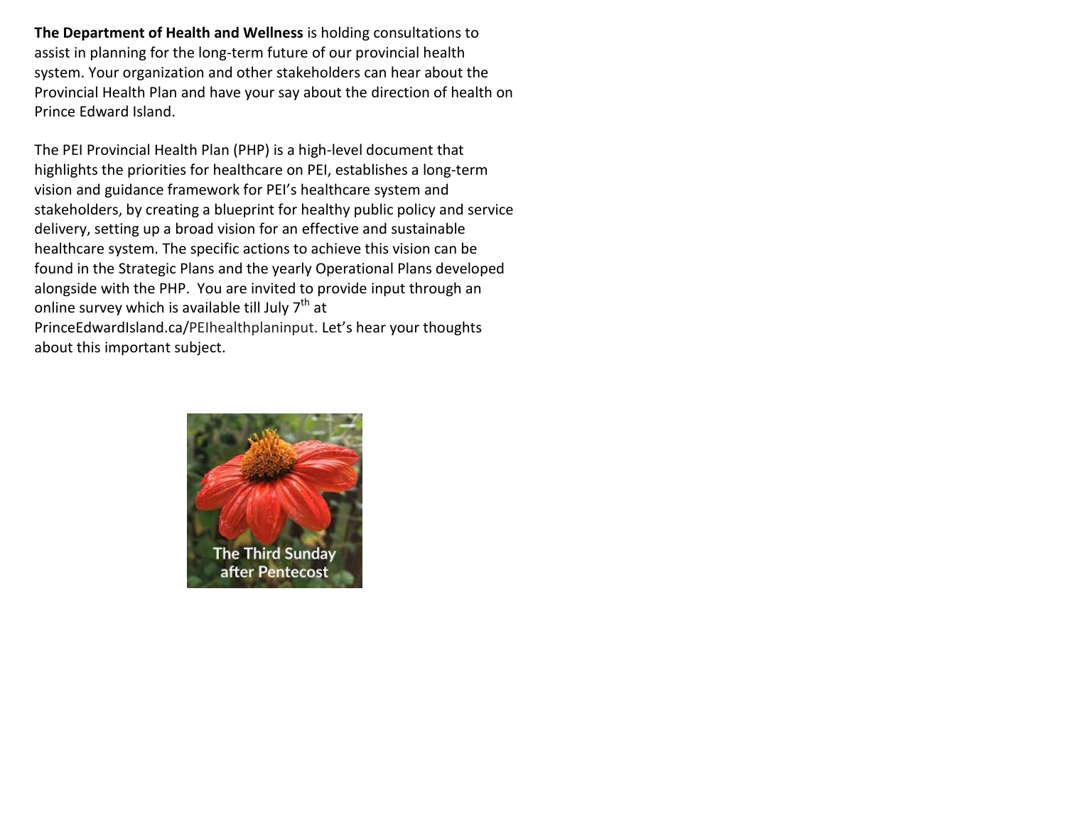**The Department of Health and Wellness** is holding consultations to assist in planning for the long-term future of our provincial health system. Your organization and other stakeholders can hear about the Provincial Health Plan and have your say about the direction of health on Prince Edward Island.

The PEI Provincial Health Plan (PHP) is a high-level document that highlights the priorities for healthcare on PEI, establishes a long-term vision and guidance framework for PEI's healthcare system and stakeholders, by creating a blueprint for healthy public policy and service delivery, setting up a broad vision for an effective and sustainable healthcare system. The specific actions to achieve this vision can be found in the Strategic Plans and the yearly Operational Plans developed alongside with the PHP. You are invited to provide input through an online survey which is available till July 7th at PrinceEdwardIsland.ca/PEIhealthplaninput. Let's hear your thoughts about this important subject.

The Third Sunday after Pentecost